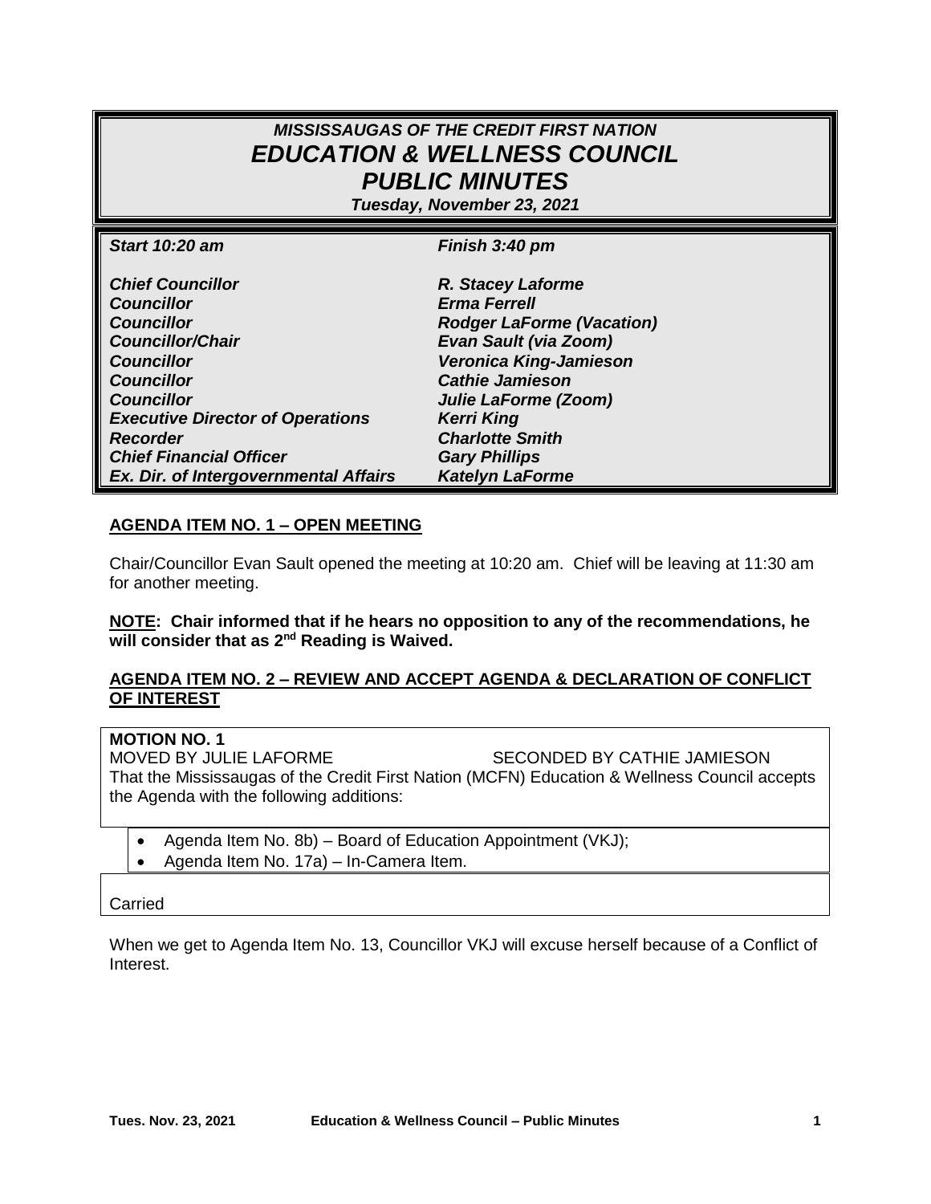# *MISSISSAUGAS OF THE CREDIT FIRST NATION*
# *EDUCATION & WELLNESS COUNCIL*
# *PUBLIC MINUTES*

***Tuesday, November 23, 2021***

| | |
|---|---|
| ***Start 10:20 am*** | ***Finish 3:40 pm*** |
| ***Chief Councillor*** | ***R. Stacey Laforme*** |
| ***Councillor*** | ***Erma Ferrell*** |
| ***Councillor*** | ***Rodger LaForme (Vacation)*** |
| ***Councillor/Chair*** | ***Evan Sault (via Zoom)*** |
| ***Councillor*** | ***Veronica King-Jamieson*** |
| ***Councillor*** | ***Cathie Jamieson*** |
| ***Councillor*** | ***Julie LaForme (Zoom)*** |
| ***Executive Director of Operations*** | ***Kerri King*** |
| ***Recorder*** | ***Charlotte Smith*** |
| ***Chief Financial Officer*** | ***Gary Phillips*** |
| ***Ex. Dir. of Intergovernmental Affairs*** | ***Katelyn LaForme*** |

## AGENDA ITEM NO. 1 – OPEN MEETING

Chair/Councillor Evan Sault opened the meeting at 10:20 am. Chief will be leaving at 11:30 am for another meeting.

**NOTE: Chair informed that if he hears no opposition to any of the recommendations, he will consider that as 2nd Reading is Waived.**

## AGENDA ITEM NO. 2 – REVIEW AND ACCEPT AGENDA & DECLARATION OF CONFLICT OF INTEREST

**MOTION NO. 1**

MOVED BY JULIE LAFORME SECONDED BY CATHIE JAMIESON

That the Mississaugas of the Credit First Nation (MCFN) Education & Wellness Council accepts the Agenda with the following additions:

- Agenda Item No. 8b) – Board of Education Appointment (VKJ);
- Agenda Item No. 17a) – In-Camera Item.

Carried

When we get to Agenda Item No. 13, Councillor VKJ will excuse herself because of a Conflict of Interest.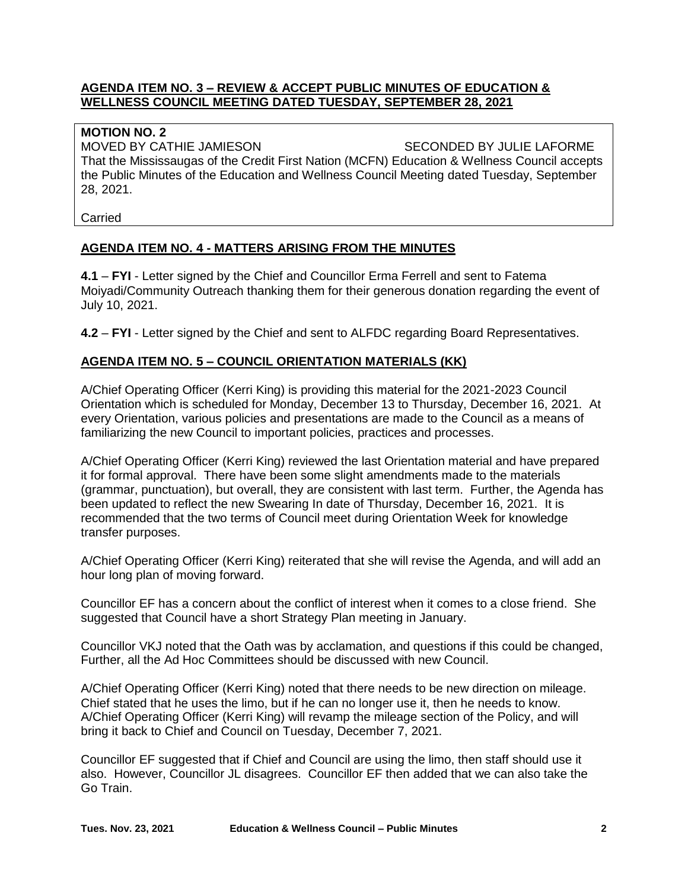## AGENDA ITEM NO. 3 – REVIEW & ACCEPT PUBLIC MINUTES OF EDUCATION & WELLNESS COUNCIL MEETING DATED TUESDAY, SEPTEMBER 28, 2021

**MOTION NO. 2**
MOVED BY CATHIE JAMIESON SECONDED BY JULIE LAFORME
That the Mississaugas of the Credit First Nation (MCFN) Education & Wellness Council accepts the Public Minutes of the Education and Wellness Council Meeting dated Tuesday, September 28, 2021.

Carried

## AGENDA ITEM NO. 4 - MATTERS ARISING FROM THE MINUTES

**4.1** – **FYI** - Letter signed by the Chief and Councillor Erma Ferrell and sent to Fatema Moiyadi/Community Outreach thanking them for their generous donation regarding the event of July 10, 2021.

**4.2** – **FYI** - Letter signed by the Chief and sent to ALFDC regarding Board Representatives.

## AGENDA ITEM NO. 5 – COUNCIL ORIENTATION MATERIALS (KK)

A/Chief Operating Officer (Kerri King) is providing this material for the 2021-2023 Council Orientation which is scheduled for Monday, December 13 to Thursday, December 16, 2021. At every Orientation, various policies and presentations are made to the Council as a means of familiarizing the new Council to important policies, practices and processes.

A/Chief Operating Officer (Kerri King) reviewed the last Orientation material and have prepared it for formal approval. There have been some slight amendments made to the materials (grammar, punctuation), but overall, they are consistent with last term. Further, the Agenda has been updated to reflect the new Swearing In date of Thursday, December 16, 2021. It is recommended that the two terms of Council meet during Orientation Week for knowledge transfer purposes.

A/Chief Operating Officer (Kerri King) reiterated that she will revise the Agenda, and will add an hour long plan of moving forward.

Councillor EF has a concern about the conflict of interest when it comes to a close friend. She suggested that Council have a short Strategy Plan meeting in January.

Councillor VKJ noted that the Oath was by acclamation, and questions if this could be changed, Further, all the Ad Hoc Committees should be discussed with new Council.

A/Chief Operating Officer (Kerri King) noted that there needs to be new direction on mileage. Chief stated that he uses the limo, but if he can no longer use it, then he needs to know. A/Chief Operating Officer (Kerri King) will revamp the mileage section of the Policy, and will bring it back to Chief and Council on Tuesday, December 7, 2021.

Councillor EF suggested that if Chief and Council are using the limo, then staff should use it also. However, Councillor JL disagrees. Councillor EF then added that we can also take the Go Train.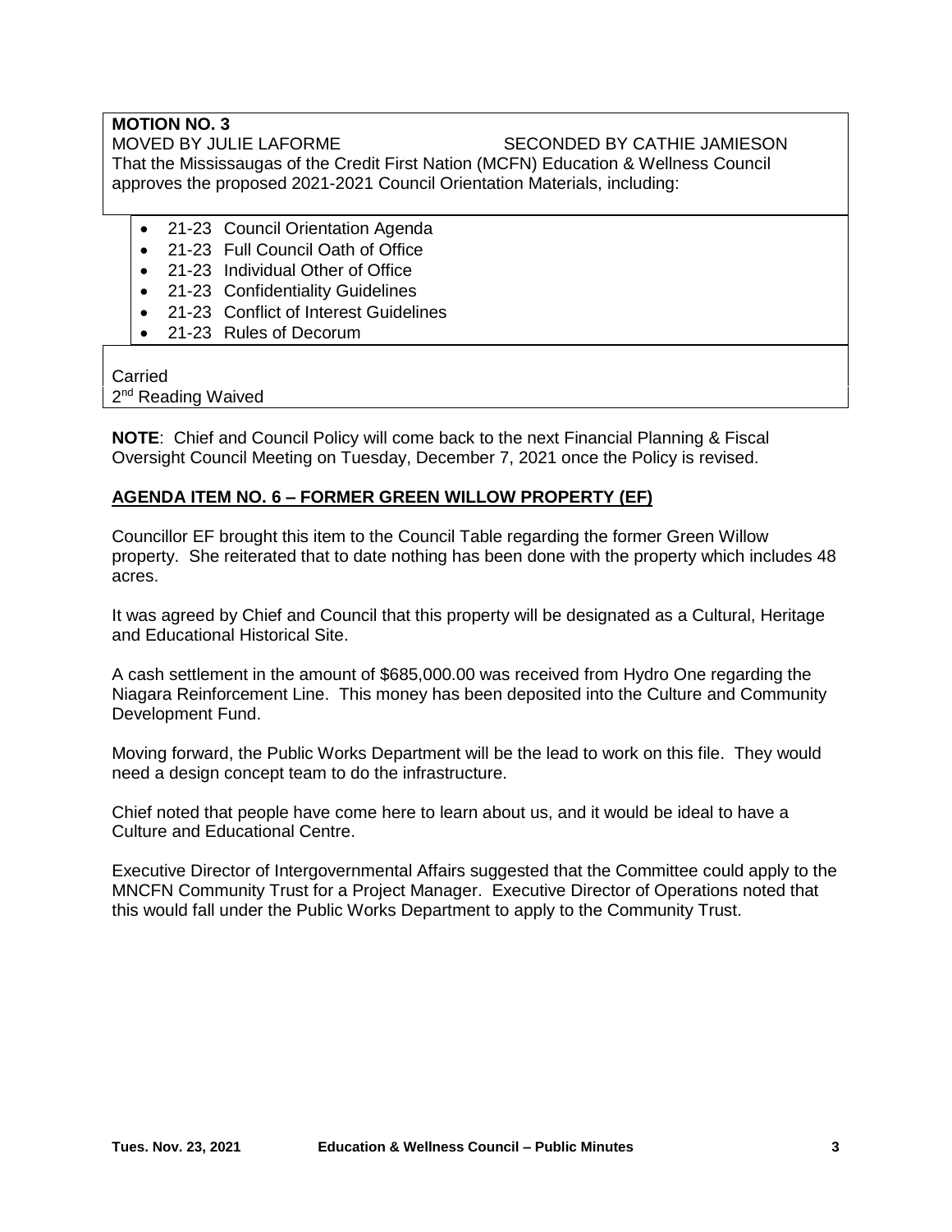**MOTION NO. 3**

MOVED BY JULIE LAFORME SECONDED BY CATHIE JAMIESON

That the Mississaugas of the Credit First Nation (MCFN) Education & Wellness Council approves the proposed 2021-2021 Council Orientation Materials, including:

- 21-23 Council Orientation Agenda
- 21-23 Full Council Oath of Office
- 21-23 Individual Other of Office
- 21-23 Confidentiality Guidelines
- 21-23 Conflict of Interest Guidelines
- 21-23 Rules of Decorum

Carried

2nd Reading Waived

**NOTE**: Chief and Council Policy will come back to the next Financial Planning & Fiscal Oversight Council Meeting on Tuesday, December 7, 2021 once the Policy is revised.

## AGENDA ITEM NO. 6 – FORMER GREEN WILLOW PROPERTY (EF)

Councillor EF brought this item to the Council Table regarding the former Green Willow property. She reiterated that to date nothing has been done with the property which includes 48 acres.

It was agreed by Chief and Council that this property will be designated as a Cultural, Heritage and Educational Historical Site.

A cash settlement in the amount of $685,000.00 was received from Hydro One regarding the Niagara Reinforcement Line. This money has been deposited into the Culture and Community Development Fund.

Moving forward, the Public Works Department will be the lead to work on this file. They would need a design concept team to do the infrastructure.

Chief noted that people have come here to learn about us, and it would be ideal to have a Culture and Educational Centre.

Executive Director of Intergovernmental Affairs suggested that the Committee could apply to the MNCFN Community Trust for a Project Manager. Executive Director of Operations noted that this would fall under the Public Works Department to apply to the Community Trust.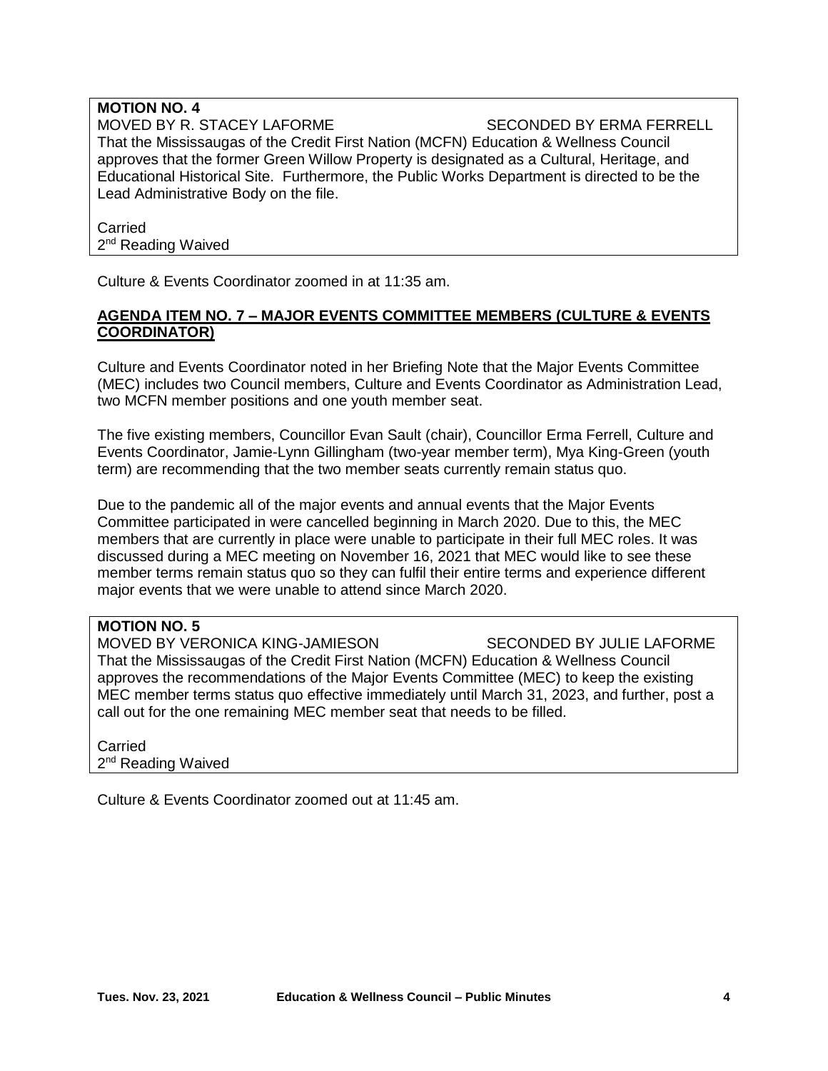**MOTION NO. 4**
MOVED BY R. STACEY LAFORME SECONDED BY ERMA FERRELL
That the Mississaugas of the Credit First Nation (MCFN) Education & Wellness Council approves that the former Green Willow Property is designated as a Cultural, Heritage, and Educational Historical Site. Furthermore, the Public Works Department is directed to be the Lead Administrative Body on the file.

Carried
2nd Reading Waived

Culture & Events Coordinator zoomed in at 11:35 am.

**AGENDA ITEM NO. 7 – MAJOR EVENTS COMMITTEE MEMBERS (CULTURE & EVENTS COORDINATOR)**

Culture and Events Coordinator noted in her Briefing Note that the Major Events Committee (MEC) includes two Council members, Culture and Events Coordinator as Administration Lead, two MCFN member positions and one youth member seat.

The five existing members, Councillor Evan Sault (chair), Councillor Erma Ferrell, Culture and Events Coordinator, Jamie-Lynn Gillingham (two-year member term), Mya King-Green (youth term) are recommending that the two member seats currently remain status quo.

Due to the pandemic all of the major events and annual events that the Major Events Committee participated in were cancelled beginning in March 2020. Due to this, the MEC members that are currently in place were unable to participate in their full MEC roles. It was discussed during a MEC meeting on November 16, 2021 that MEC would like to see these member terms remain status quo so they can fulfil their entire terms and experience different major events that we were unable to attend since March 2020.

**MOTION NO. 5**
MOVED BY VERONICA KING-JAMIESON SECONDED BY JULIE LAFORME
That the Mississaugas of the Credit First Nation (MCFN) Education & Wellness Council approves the recommendations of the Major Events Committee (MEC) to keep the existing MEC member terms status quo effective immediately until March 31, 2023, and further, post a call out for the one remaining MEC member seat that needs to be filled.

Carried
2nd Reading Waived

Culture & Events Coordinator zoomed out at 11:45 am.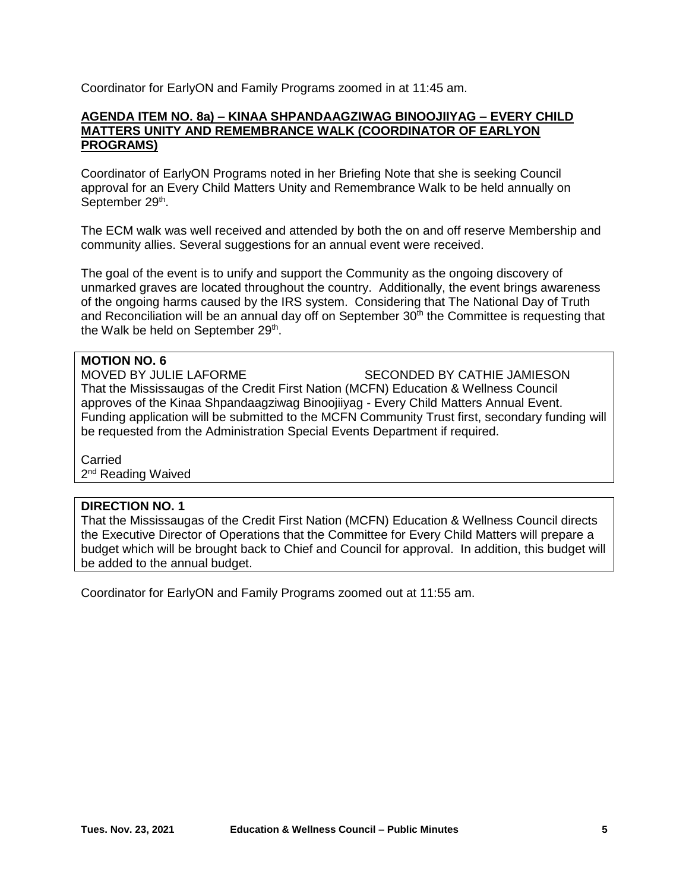Coordinator for EarlyON and Family Programs zoomed in at 11:45 am.

**AGENDA ITEM NO. 8a) – KINAA SHPANDAAGZIWAG BINOOJIIYAG – EVERY CHILD MATTERS UNITY AND REMEMBRANCE WALK (COORDINATOR OF EARLYON PROGRAMS)**

Coordinator of EarlyON Programs noted in her Briefing Note that she is seeking Council approval for an Every Child Matters Unity and Remembrance Walk to be held annually on September 29th.

The ECM walk was well received and attended by both the on and off reserve Membership and community allies. Several suggestions for an annual event were received.

The goal of the event is to unify and support the Community as the ongoing discovery of unmarked graves are located throughout the country. Additionally, the event brings awareness of the ongoing harms caused by the IRS system. Considering that The National Day of Truth and Reconciliation will be an annual day off on September 30th the Committee is requesting that the Walk be held on September 29th.

**MOTION NO. 6**

MOVED BY JULIE LAFORME — SECONDED BY CATHIE JAMIESON

That the Mississaugas of the Credit First Nation (MCFN) Education & Wellness Council approves of the Kinaa Shpandaagziwag Binoojiiyag - Every Child Matters Annual Event. Funding application will be submitted to the MCFN Community Trust first, secondary funding will be requested from the Administration Special Events Department if required.

Carried
2nd Reading Waived

**DIRECTION NO. 1**

That the Mississaugas of the Credit First Nation (MCFN) Education & Wellness Council directs the Executive Director of Operations that the Committee for Every Child Matters will prepare a budget which will be brought back to Chief and Council for approval. In addition, this budget will be added to the annual budget.

Coordinator for EarlyON and Family Programs zoomed out at 11:55 am.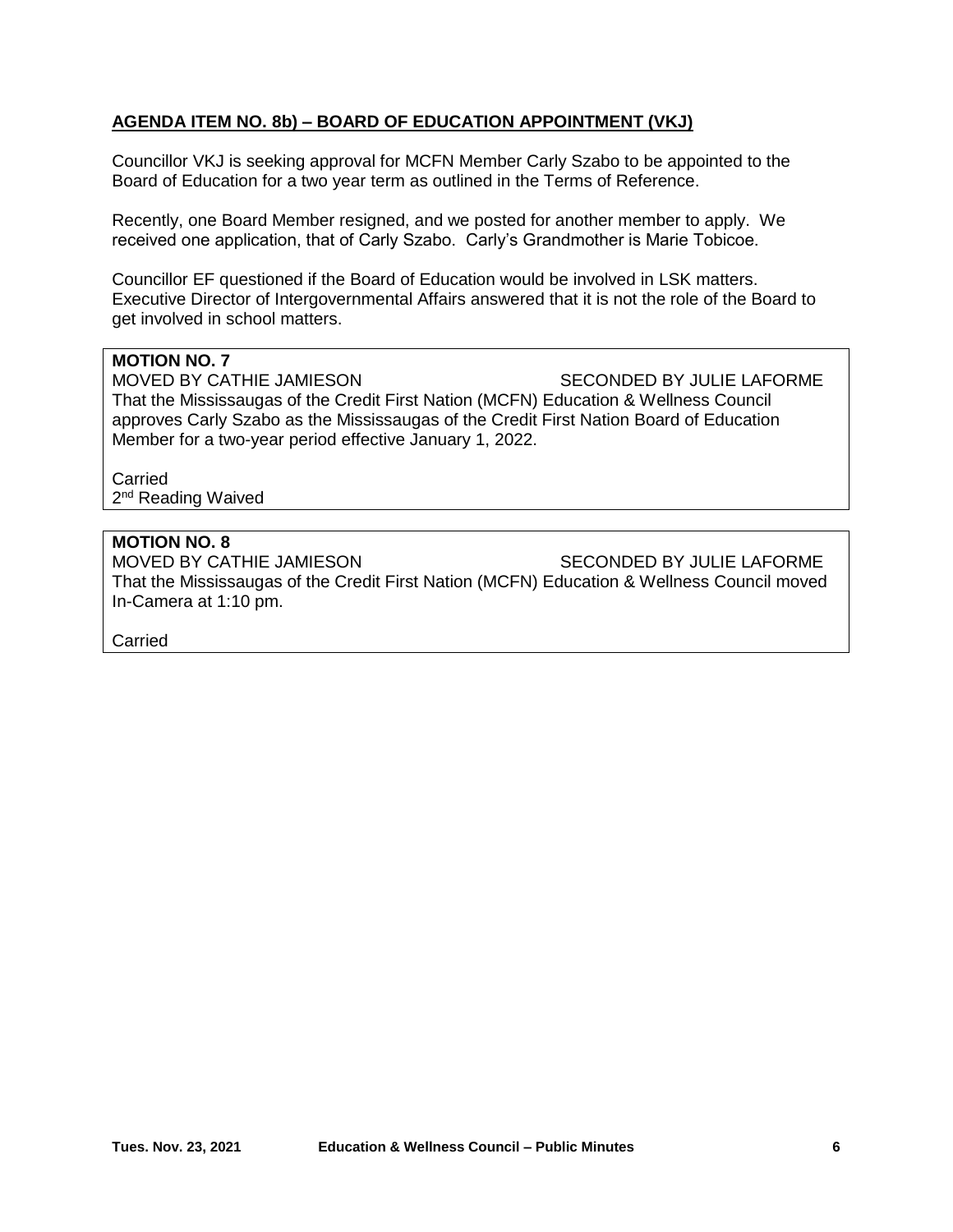**AGENDA ITEM NO. 8b) – BOARD OF EDUCATION APPOINTMENT (VKJ)**

Councillor VKJ is seeking approval for MCFN Member Carly Szabo to be appointed to the Board of Education for a two year term as outlined in the Terms of Reference.

Recently, one Board Member resigned, and we posted for another member to apply. We received one application, that of Carly Szabo. Carly's Grandmother is Marie Tobicoe.

Councillor EF questioned if the Board of Education would be involved in LSK matters. Executive Director of Intergovernmental Affairs answered that it is not the role of the Board to get involved in school matters.

**MOTION NO. 7**
MOVED BY CATHIE JAMIESON SECONDED BY JULIE LAFORME
That the Mississaugas of the Credit First Nation (MCFN) Education & Wellness Council approves Carly Szabo as the Mississaugas of the Credit First Nation Board of Education Member for a two-year period effective January 1, 2022.

Carried
2nd Reading Waived

**MOTION NO. 8**
MOVED BY CATHIE JAMIESON SECONDED BY JULIE LAFORME
That the Mississaugas of the Credit First Nation (MCFN) Education & Wellness Council moved In-Camera at 1:10 pm.

Carried